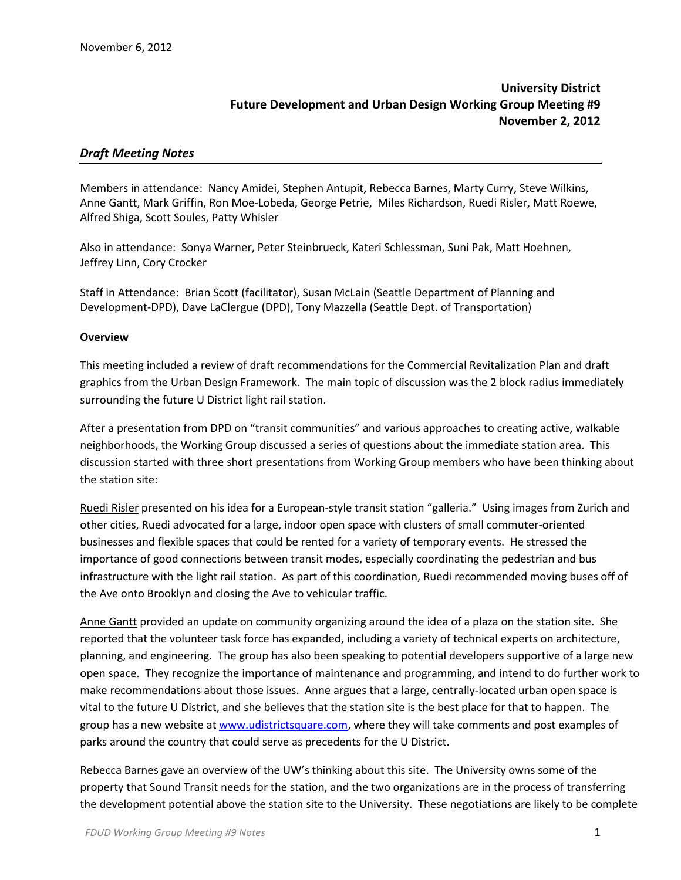November 6, 2012

**University District**
**Future Development and Urban Design Working Group Meeting #9**
**November 2, 2012**

## *Draft Meeting Notes*

Members in attendance: Nancy Amidei, Stephen Antupit, Rebecca Barnes, Marty Curry, Steve Wilkins, Anne Gantt, Mark Griffin, Ron Moe-Lobeda, George Petrie, Miles Richardson, Ruedi Risler, Matt Roewe, Alfred Shiga, Scott Soules, Patty Whisler

Also in attendance: Sonya Warner, Peter Steinbrueck, Kateri Schlessman, Suni Pak, Matt Hoehnen, Jeffrey Linn, Cory Crocker

Staff in Attendance: Brian Scott (facilitator), Susan McLain (Seattle Department of Planning and Development-DPD), Dave LaClergue (DPD), Tony Mazzella (Seattle Dept. of Transportation)

**Overview**

This meeting included a review of draft recommendations for the Commercial Revitalization Plan and draft graphics from the Urban Design Framework. The main topic of discussion was the 2 block radius immediately surrounding the future U District light rail station.

After a presentation from DPD on "transit communities" and various approaches to creating active, walkable neighborhoods, the Working Group discussed a series of questions about the immediate station area. This discussion started with three short presentations from Working Group members who have been thinking about the station site:

Ruedi Risler presented on his idea for a European-style transit station "galleria." Using images from Zurich and other cities, Ruedi advocated for a large, indoor open space with clusters of small commuter-oriented businesses and flexible spaces that could be rented for a variety of temporary events. He stressed the importance of good connections between transit modes, especially coordinating the pedestrian and bus infrastructure with the light rail station. As part of this coordination, Ruedi recommended moving buses off of the Ave onto Brooklyn and closing the Ave to vehicular traffic.

Anne Gantt provided an update on community organizing around the idea of a plaza on the station site. She reported that the volunteer task force has expanded, including a variety of technical experts on architecture, planning, and engineering. The group has also been speaking to potential developers supportive of a large new open space. They recognize the importance of maintenance and programming, and intend to do further work to make recommendations about those issues. Anne argues that a large, centrally-located urban open space is vital to the future U District, and she believes that the station site is the best place for that to happen. The group has a new website at www.udistrictsquare.com, where they will take comments and post examples of parks around the country that could serve as precedents for the U District.

Rebecca Barnes gave an overview of the UW's thinking about this site. The University owns some of the property that Sound Transit needs for the station, and the two organizations are in the process of transferring the development potential above the station site to the University. These negotiations are likely to be complete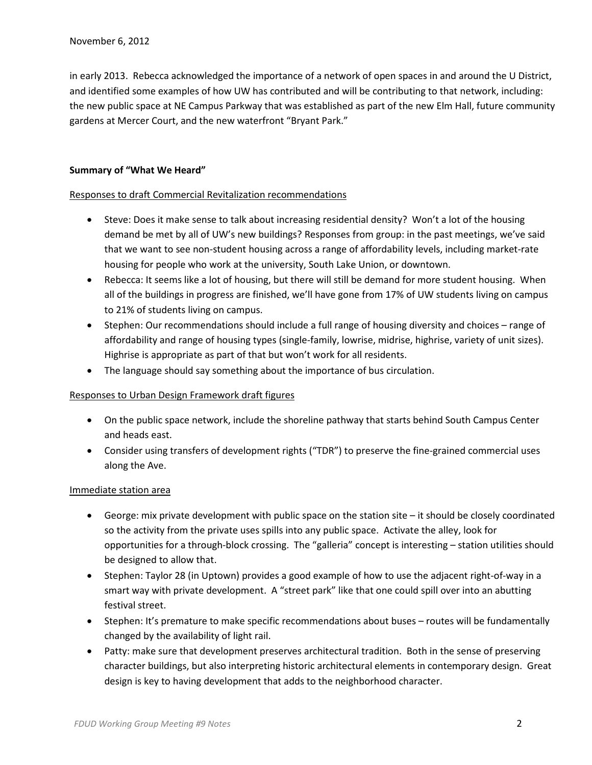in early 2013. Rebecca acknowledged the importance of a network of open spaces in and around the U District, and identified some examples of how UW has contributed and will be contributing to that network, including: the new public space at NE Campus Parkway that was established as part of the new Elm Hall, future community gardens at Mercer Court, and the new waterfront "Bryant Park."

**Summary of "What We Heard"**

Responses to draft Commercial Revitalization recommendations

- Steve: Does it make sense to talk about increasing residential density? Won't a lot of the housing demand be met by all of UW's new buildings? Responses from group: in the past meetings, we've said that we want to see non-student housing across a range of affordability levels, including market-rate housing for people who work at the university, South Lake Union, or downtown.
- Rebecca: It seems like a lot of housing, but there will still be demand for more student housing. When all of the buildings in progress are finished, we'll have gone from 17% of UW students living on campus to 21% of students living on campus.
- Stephen: Our recommendations should include a full range of housing diversity and choices – range of affordability and range of housing types (single-family, lowrise, midrise, highrise, variety of unit sizes). Highrise is appropriate as part of that but won't work for all residents.
- The language should say something about the importance of bus circulation.

Responses to Urban Design Framework draft figures

- On the public space network, include the shoreline pathway that starts behind South Campus Center and heads east.
- Consider using transfers of development rights ("TDR") to preserve the fine-grained commercial uses along the Ave.

Immediate station area

- George: mix private development with public space on the station site – it should be closely coordinated so the activity from the private uses spills into any public space. Activate the alley, look for opportunities for a through-block crossing. The "galleria" concept is interesting – station utilities should be designed to allow that.
- Stephen: Taylor 28 (in Uptown) provides a good example of how to use the adjacent right-of-way in a smart way with private development. A "street park" like that one could spill over into an abutting festival street.
- Stephen: It's premature to make specific recommendations about buses – routes will be fundamentally changed by the availability of light rail.
- Patty: make sure that development preserves architectural tradition. Both in the sense of preserving character buildings, but also interpreting historic architectural elements in contemporary design. Great design is key to having development that adds to the neighborhood character.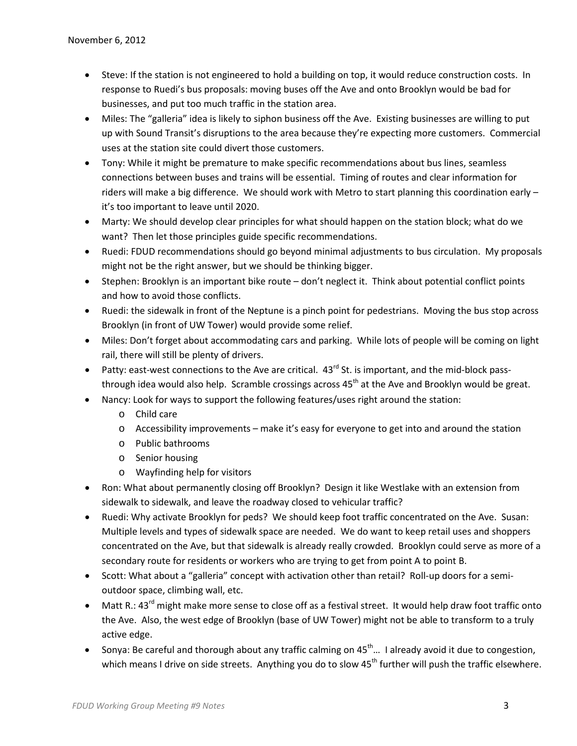- Steve: If the station is not engineered to hold a building on top, it would reduce construction costs. In response to Ruedi's bus proposals: moving buses off the Ave and onto Brooklyn would be bad for businesses, and put too much traffic in the station area.
- Miles: The "galleria" idea is likely to siphon business off the Ave. Existing businesses are willing to put up with Sound Transit's disruptions to the area because they're expecting more customers. Commercial uses at the station site could divert those customers.
- Tony: While it might be premature to make specific recommendations about bus lines, seamless connections between buses and trains will be essential. Timing of routes and clear information for riders will make a big difference. We should work with Metro to start planning this coordination early – it's too important to leave until 2020.
- Marty: We should develop clear principles for what should happen on the station block; what do we want? Then let those principles guide specific recommendations.
- Ruedi: FDUD recommendations should go beyond minimal adjustments to bus circulation. My proposals might not be the right answer, but we should be thinking bigger.
- Stephen: Brooklyn is an important bike route – don't neglect it. Think about potential conflict points and how to avoid those conflicts.
- Ruedi: the sidewalk in front of the Neptune is a pinch point for pedestrians. Moving the bus stop across Brooklyn (in front of UW Tower) would provide some relief.
- Miles: Don't forget about accommodating cars and parking. While lots of people will be coming on light rail, there will still be plenty of drivers.
- Patty: east-west connections to the Ave are critical. 43rd St. is important, and the mid-block pass-through idea would also help. Scramble crossings across 45th at the Ave and Brooklyn would be great.
- Nancy: Look for ways to support the following features/uses right around the station:
  - Child care
  - Accessibility improvements – make it's easy for everyone to get into and around the station
  - Public bathrooms
  - Senior housing
  - Wayfinding help for visitors
- Ron: What about permanently closing off Brooklyn? Design it like Westlake with an extension from sidewalk to sidewalk, and leave the roadway closed to vehicular traffic?
- Ruedi: Why activate Brooklyn for peds? We should keep foot traffic concentrated on the Ave. Susan: Multiple levels and types of sidewalk space are needed. We do want to keep retail uses and shoppers concentrated on the Ave, but that sidewalk is already really crowded. Brooklyn could serve as more of a secondary route for residents or workers who are trying to get from point A to point B.
- Scott: What about a "galleria" concept with activation other than retail? Roll-up doors for a semi-outdoor space, climbing wall, etc.
- Matt R.: 43rd might make more sense to close off as a festival street. It would help draw foot traffic onto the Ave. Also, the west edge of Brooklyn (base of UW Tower) might not be able to transform to a truly active edge.
- Sonya: Be careful and thorough about any traffic calming on 45th… I already avoid it due to congestion, which means I drive on side streets. Anything you do to slow 45th further will push the traffic elsewhere.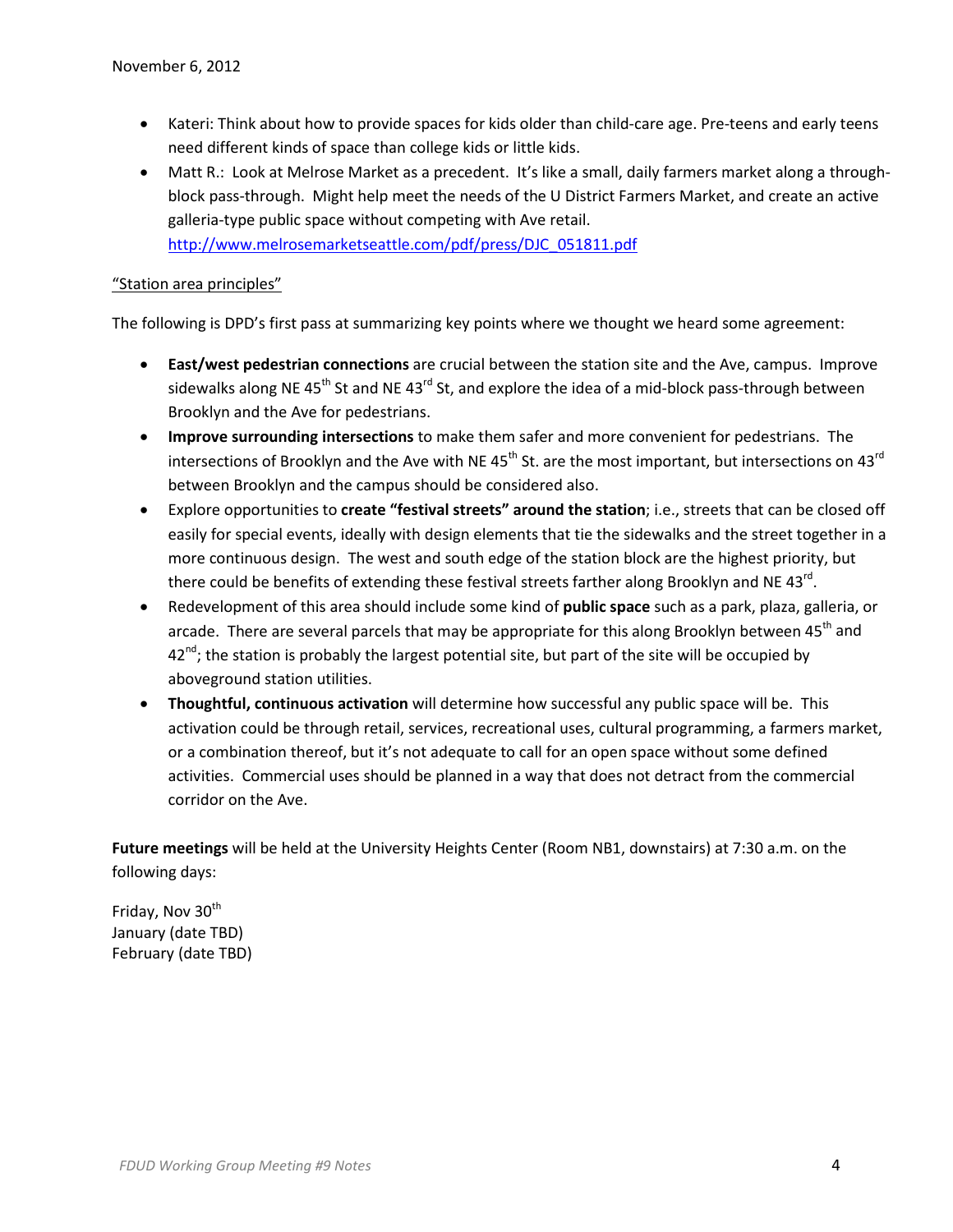November 6, 2012

- Kateri: Think about how to provide spaces for kids older than child-care age. Pre-teens and early teens need different kinds of space than college kids or little kids.
- Matt R.: Look at Melrose Market as a precedent. It's like a small, daily farmers market along a through-block pass-through. Might help meet the needs of the U District Farmers Market, and create an active galleria-type public space without competing with Ave retail. http://www.melrosemarketseattle.com/pdf/press/DJC_051811.pdf

"Station area principles"

The following is DPD's first pass at summarizing key points where we thought we heard some agreement:

- **East/west pedestrian connections** are crucial between the station site and the Ave, campus. Improve sidewalks along NE 45th St and NE 43rd St, and explore the idea of a mid-block pass-through between Brooklyn and the Ave for pedestrians.
- **Improve surrounding intersections** to make them safer and more convenient for pedestrians. The intersections of Brooklyn and the Ave with NE 45th St. are the most important, but intersections on 43rd between Brooklyn and the campus should be considered also.
- Explore opportunities to **create "festival streets" around the station**; i.e., streets that can be closed off easily for special events, ideally with design elements that tie the sidewalks and the street together in a more continuous design. The west and south edge of the station block are the highest priority, but there could be benefits of extending these festival streets farther along Brooklyn and NE 43rd.
- Redevelopment of this area should include some kind of **public space** such as a park, plaza, galleria, or arcade. There are several parcels that may be appropriate for this along Brooklyn between 45th and 42nd; the station is probably the largest potential site, but part of the site will be occupied by aboveground station utilities.
- **Thoughtful, continuous activation** will determine how successful any public space will be. This activation could be through retail, services, recreational uses, cultural programming, a farmers market, or a combination thereof, but it's not adequate to call for an open space without some defined activities. Commercial uses should be planned in a way that does not detract from the commercial corridor on the Ave.

**Future meetings** will be held at the University Heights Center (Room NB1, downstairs) at 7:30 a.m. on the following days:

Friday, Nov 30th
January (date TBD)
February (date TBD)